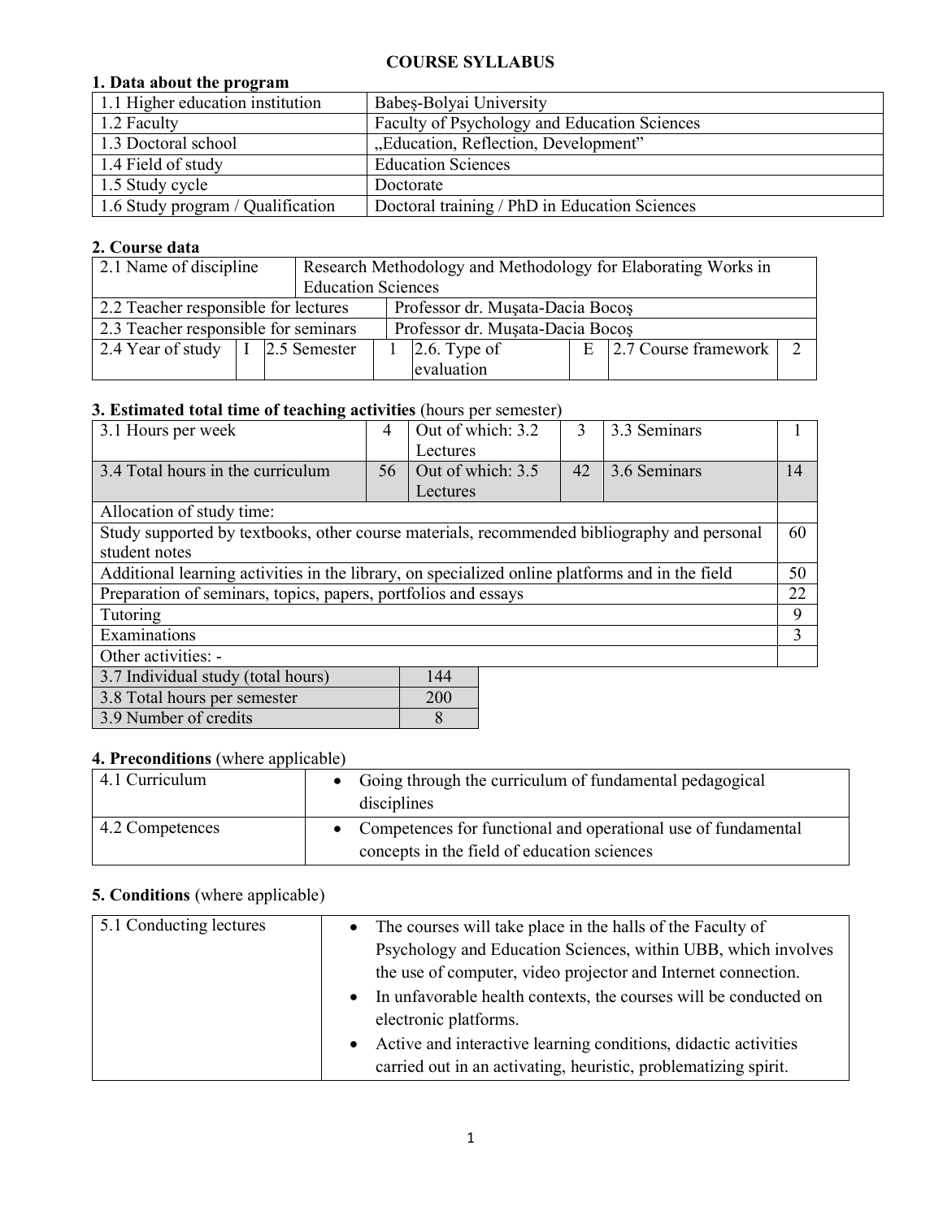# COURSE SYLLABUS

## 1. Data about the program

| | |
|---|---|
| 1.1 Higher education institution | Babeș-Bolyai University |
| 1.2 Faculty | Faculty of Psychology and Education Sciences |
| 1.3 Doctoral school | „Education, Reflection, Development" |
| 1.4 Field of study | Education Sciences |
| 1.5 Study cycle | Doctorate |
| 1.6 Study program / Qualification | Doctoral training / PhD in Education Sciences |

## 2. Course data

| | | | | | | | |
|---|---|---|---|---|---|---|---|
| 2.1 Name of discipline | Research Methodology and Methodology for Elaborating Works in Education Sciences | | | | | | |
| 2.2 Teacher responsible for lectures | Professor dr. Mușata-Dacia Bocoș | | | | | | |
| 2.3 Teacher responsible for seminars | Professor dr. Mușata-Dacia Bocoș | | | | | | |
| 2.4 Year of study | I | 2.5 Semester | 1 | 2.6. Type of evaluation | E | 2.7 Course framework | 2 |

## 3. Estimated total time of teaching activities (hours per semester)

| | | | | | |
|---|---|---|---|---|---|
| 3.1 Hours per week | 4 | Out of which: 3.2 Lectures | 3 | 3.3 Seminars | 1 |
| 3.4 Total hours in the curriculum | 56 | Out of which: 3.5 Lectures | 42 | 3.6 Seminars | 14 |

| | |
|---|---|
| Allocation of study time: | |
| Study supported by textbooks, other course materials, recommended bibliography and personal student notes | 60 |
| Additional learning activities in the library, on specialized online platforms and in the field | 50 |
| Preparation of seminars, topics, papers, portfolios and essays | 22 |
| Tutoring | 9 |
| Examinations | 3 |
| Other activities: - | |

| | |
|---|---|
| 3.7 Individual study (total hours) | 144 |
| 3.8 Total hours per semester | 200 |
| 3.9 Number of credits | 8 |

## 4. Preconditions (where applicable)

| | |
|---|---|
| 4.1 Curriculum | • Going through the curriculum of fundamental pedagogical disciplines |
| 4.2 Competences | • Competences for functional and operational use of fundamental concepts in the field of education sciences |

## 5. Conditions (where applicable)

| | |
|---|---|
| 5.1 Conducting lectures | • The courses will take place in the halls of the Faculty of Psychology and Education Sciences, within UBB, which involves the use of computer, video projector and Internet connection.<br>• In unfavorable health contexts, the courses will be conducted on electronic platforms.<br>• Active and interactive learning conditions, didactic activities carried out in an activating, heuristic, problematizing spirit. |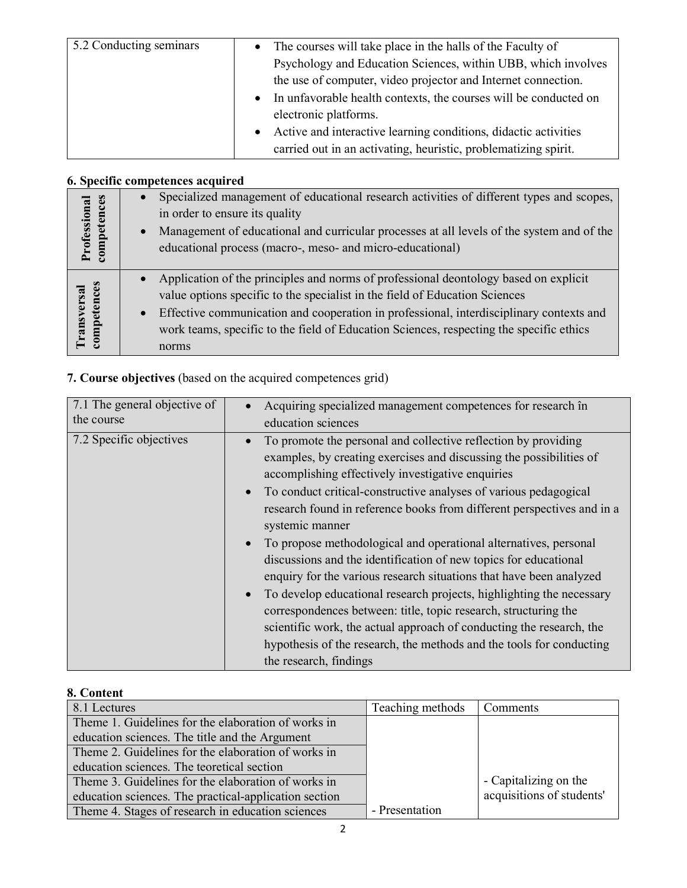| 5.2 Conducting seminars | • The courses will take place in the halls of the Faculty of Psychology and Education Sciences, within UBB, which involves the use of computer, video projector and Internet connection.<br>• In unfavorable health contexts, the courses will be conducted on electronic platforms.<br>• Active and interactive learning conditions, didactic activities carried out in an activating, heuristic, problematizing spirit. |
|---|---|

**6. Specific competences acquired**

| | |
|---|---|
| **Professional competences** | • Specialized management of educational research activities of different types and scopes, in order to ensure its quality<br>• Management of educational and curricular processes at all levels of the system and of the educational process (macro-, meso- and micro-educational) |
| **Transversal competences** | • Application of the principles and norms of professional deontology based on explicit value options specific to the specialist in the field of Education Sciences<br>• Effective communication and cooperation in professional, interdisciplinary contexts and work teams, specific to the field of Education Sciences, respecting the specific ethics norms |

**7. Course objectives** (based on the acquired competences grid)

| 7.1 The general objective of the course | • Acquiring specialized management competences for research în education sciences |
|---|---|
| 7.2 Specific objectives | • To promote the personal and collective reflection by providing examples, by creating exercises and discussing the possibilities of accomplishing effectively investigative enquiries<br>• To conduct critical-constructive analyses of various pedagogical research found in reference books from different perspectives and in a systemic manner<br>• To propose methodological and operational alternatives, personal discussions and the identification of new topics for educational enquiry for the various research situations that have been analyzed<br>• To develop educational research projects, highlighting the necessary correspondences between: title, topic research, structuring the scientific work, the actual approach of conducting the research, the hypothesis of the research, the methods and the tools for conducting the research, findings |

**8. Content**

| 8.1 Lectures | Teaching methods | Comments |
|---|---|---|
| Theme 1. Guidelines for the elaboration of works in education sciences. The title and the Argument | | |
| Theme 2. Guidelines for the elaboration of works in education sciences. The teoretical section | | |
| Theme 3. Guidelines for the elaboration of works in education sciences. The practical-application section | | - Capitalizing on the acquisitions of students' |
| Theme 4. Stages of research in education sciences | - Presentation | |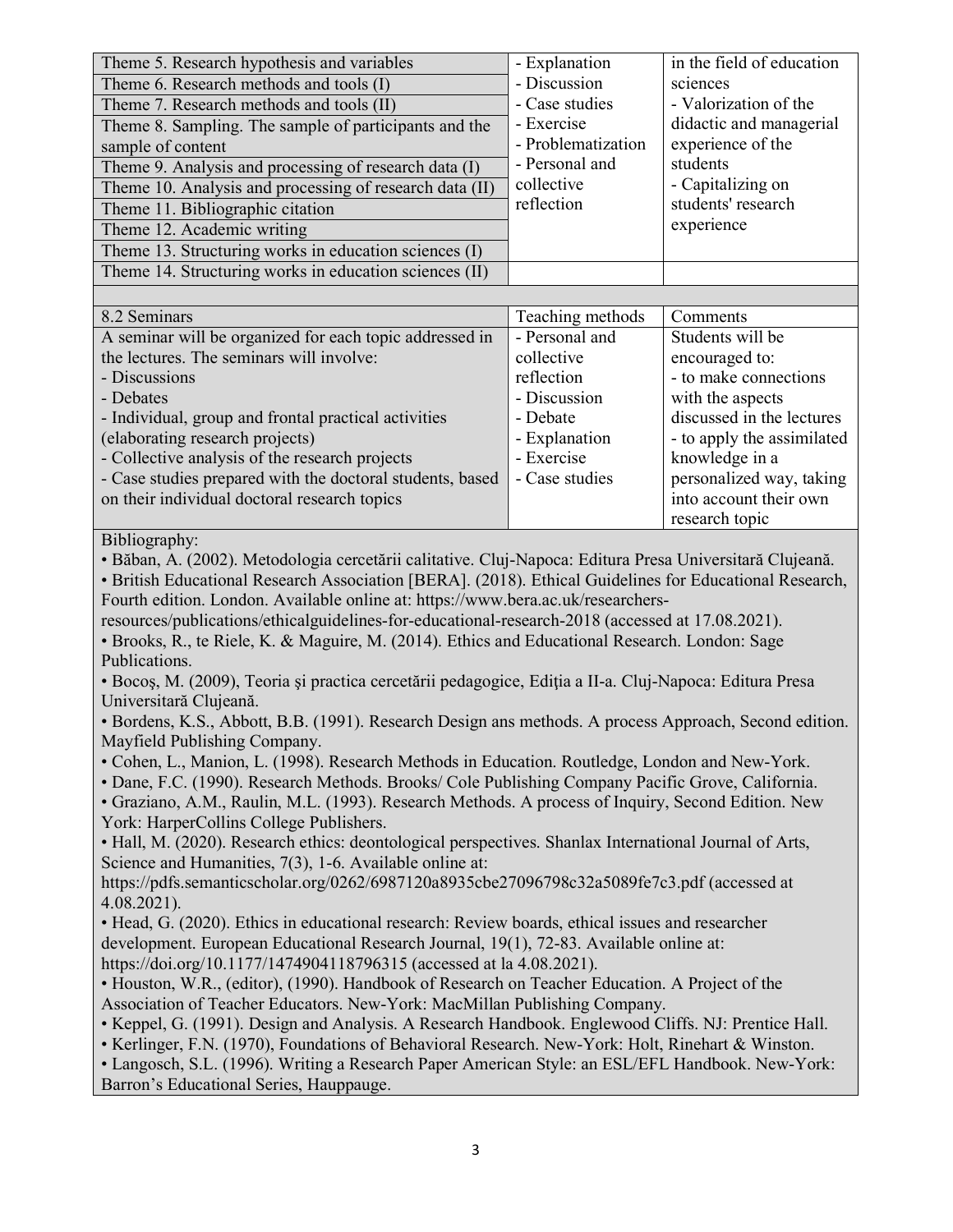| Theme 5. Research hypothesis and variables<br>Theme 6. Research methods and tools (I)<br>Theme 7. Research methods and tools (II)<br>Theme 8. Sampling. The sample of participants and the sample of content<br>Theme 9. Analysis and processing of research data (I)<br>Theme 10. Analysis and processing of research data (II)<br>Theme 11. Bibliographic citation<br>Theme 12. Academic writing<br>Theme 13. Structuring works in education sciences (I) | - Explanation<br>- Discussion<br>- Case studies<br>- Exercise<br>- Problematization<br>- Personal and collective reflection | in the field of education sciences<br>- Valorization of the didactic and managerial experience of the students<br>- Capitalizing on students' research experience |
|---|---|---|
| Theme 14. Structuring works in education sciences (II) | | |

| 8.2 Seminars | Teaching methods | Comments |
|---|---|---|
| A seminar will be organized for each topic addressed in the lectures. The seminars will involve:<br>- Discussions<br>- Debates<br>- Individual, group and frontal practical activities (elaborating research projects)<br>- Collective analysis of the research projects<br>- Case studies prepared with the doctoral students, based on their individual doctoral research topics | - Personal and collective reflection<br>- Discussion<br>- Debate<br>- Explanation<br>- Exercise<br>- Case studies | Students will be encouraged to:<br>- to make connections with the aspects discussed in the lectures<br>- to apply the assimilated knowledge in a personalized way, taking into account their own research topic |

Bibliography:

- Băban, A. (2002). Metodologia cercetării calitative. Cluj-Napoca: Editura Presa Universitară Clujeană.
- British Educational Research Association [BERA]. (2018). Ethical Guidelines for Educational Research, Fourth edition. London. Available online at: https://www.bera.ac.uk/researchers-resources/publications/ethicalguidelines-for-educational-research-2018 (accessed at 17.08.2021).
- Brooks, R., te Riele, K. & Maguire, M. (2014). Ethics and Educational Research. London: Sage Publications.
- Bocoş, M. (2009), Teoria şi practica cercetării pedagogice, Ediţia a II-a. Cluj-Napoca: Editura Presa Universitară Clujeană.
- Bordens, K.S., Abbott, B.B. (1991). Research Design ans methods. A process Approach, Second edition. Mayfield Publishing Company.
- Cohen, L., Manion, L. (1998). Research Methods in Education. Routledge, London and New-York.
- Dane, F.C. (1990). Research Methods. Brooks/ Cole Publishing Company Pacific Grove, California.
- Graziano, A.M., Raulin, M.L. (1993). Research Methods. A process of Inquiry, Second Edition. New York: HarperCollins College Publishers.
- Hall, M. (2020). Research ethics: deontological perspectives. Shanlax International Journal of Arts, Science and Humanities, 7(3), 1-6. Available online at: https://pdfs.semanticscholar.org/0262/6987120a8935cbe27096798c32a5089fe7c3.pdf (accessed at 4.08.2021).
- Head, G. (2020). Ethics in educational research: Review boards, ethical issues and researcher development. European Educational Research Journal, 19(1), 72-83. Available online at: https://doi.org/10.1177/1474904118796315 (accessed at la 4.08.2021).
- Houston, W.R., (editor), (1990). Handbook of Research on Teacher Education. A Project of the Association of Teacher Educators. New-York: MacMillan Publishing Company.
- Keppel, G. (1991). Design and Analysis. A Research Handbook. Englewood Cliffs. NJ: Prentice Hall.
- Kerlinger, F.N. (1970), Foundations of Behavioral Research. New-York: Holt, Rinehart & Winston.
- Langosch, S.L. (1996). Writing a Research Paper American Style: an ESL/EFL Handbook. New-York: Barron's Educational Series, Hauppauge.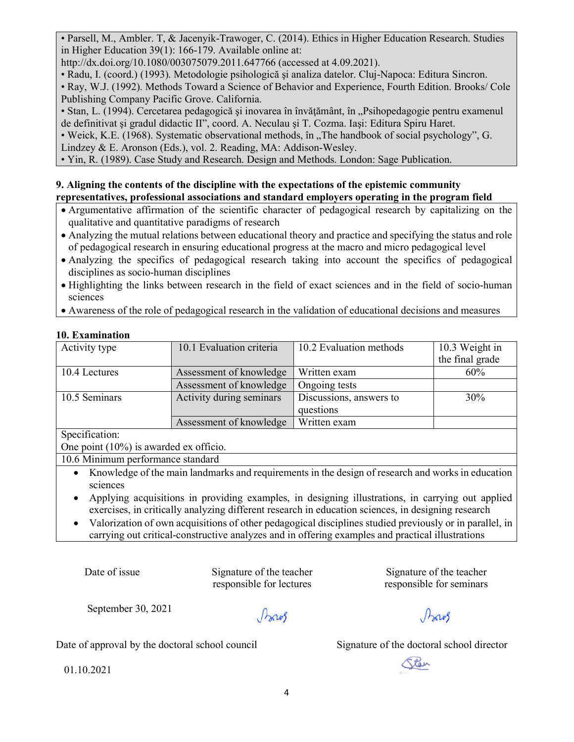- Parsell, M., Ambler. T, & Jacenyik-Trawoger, C. (2014). Ethics in Higher Education Research. Studies in Higher Education 39(1): 166-179. Available online at: http://dx.doi.org/10.1080/003075079.2011.647766 (accessed at 4.09.2021).
- Radu, I. (coord.) (1993). Metodologie psihologică şi analiza datelor. Cluj-Napoca: Editura Sincron.
- Ray, W.J. (1992). Methods Toward a Science of Behavior and Experience, Fourth Edition. Brooks/ Cole Publishing Company Pacific Grove. California.
- Stan, L. (1994). Cercetarea pedagogică şi inovarea în învăţământ, în „Psihopedagogie pentru examenul de definitivat şi gradul didactic II", coord. A. Neculau şi T. Cozma. Iaşi: Editura Spiru Haret.
- Weick, K.E. (1968). Systematic observational methods, în „The handbook of social psychology", G. Lindzey & E. Aronson (Eds.), vol. 2. Reading, MA: Addison-Wesley.
- Yin, R. (1989). Case Study and Research. Design and Methods. London: Sage Publication.

**9. Aligning the contents of the discipline with the expectations of the epistemic community representatives, professional associations and standard employers operating in the program field**

- Argumentative affirmation of the scientific character of pedagogical research by capitalizing on the qualitative and quantitative paradigms of research
- Analyzing the mutual relations between educational theory and practice and specifying the status and role of pedagogical research in ensuring educational progress at the macro and micro pedagogical level
- Analyzing the specifics of pedagogical research taking into account the specifics of pedagogical disciplines as socio-human disciplines
- Highlighting the links between research in the field of exact sciences and in the field of socio-human sciences
- Awareness of the role of pedagogical research in the validation of educational decisions and measures

**10. Examination**

| Activity type | 10.1 Evaluation criteria | 10.2 Evaluation methods | 10.3 Weight in the final grade |
|---|---|---|---|
| 10.4 Lectures | Assessment of knowledge | Written exam | 60% |
| | Assessment of knowledge | Ongoing tests | |
| 10.5 Seminars | Activity during seminars | Discussions, answers to questions | 30% |
| | Assessment of knowledge | Written exam | |
| Specification: One point (10%) is awarded ex officio. | | | |
| 10.6 Minimum performance standard | | | |

- Knowledge of the main landmarks and requirements in the design of research and works in education sciences
- Applying acquisitions in providing examples, in designing illustrations, in carrying out applied exercises, in critically analyzing different research in education sciences, in designing research
- Valorization of own acquisitions of other pedagogical disciplines studied previously or in parallel, in carrying out critical-constructive analyzes and in offering examples and practical illustrations

| Date of issue | Signature of the teacher responsible for lectures | Signature of the teacher responsible for seminars |
|---|---|---|
| September 30, 2021 | | |

| Date of approval by the doctoral school council | Signature of the doctoral school director |
|---|---|
| 01.10.2021 | |